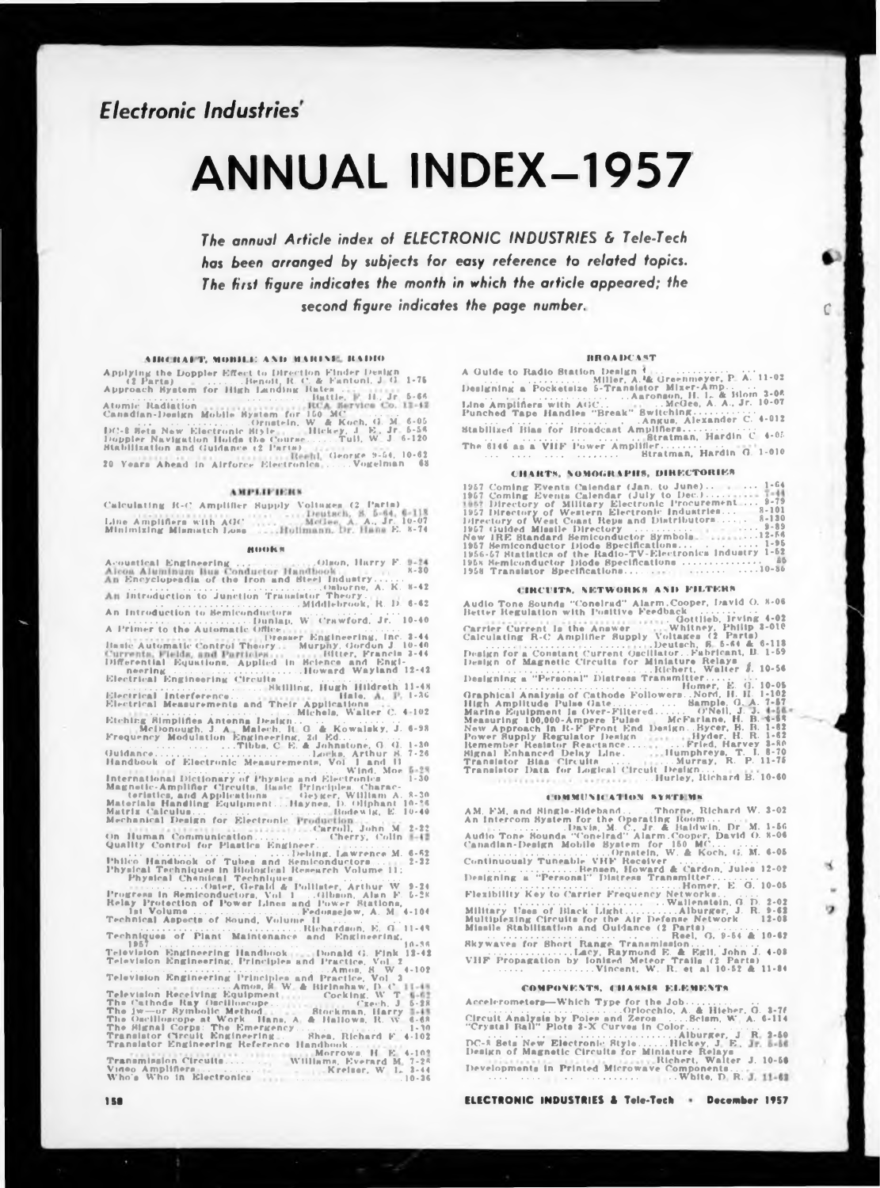*Electronic Industries'*

# ANNUAL INDEX—1957

*The annual Article index of ELECTRONIC INDUSTRIES & Tele-Tech has been arranged by subjects for easy reference to related topics. The first figure indicates the month in which the article appeared; the second figure indicates the page number.*

### AIRCRAFT, MOBILE AND MARINE RADIO

Applying the Doppler Effect to Direction Finder Design (2 Parts) ....... Benoit, R. C. & Fantoni, J. G. 1-76
Approach System for High Landing Rates ........ Battle, F. H., Jr. 5-66
Atomic Radiation ........ RCA Service Co. 12-42
Canadian-Design Mobile System for 150 MC ........ Ornstein, W. & Koch, G. M. 6-05
DC-8 Sets New Electronic Style ........ Hickey, J. E., Jr. 5-56
Doppler Navigation Holds the Course ........ Tull, W. J. 6-120
Stabilization and Guidance (2 Parts) ........ Reehl, George 9-54, 10-62
20 Years Ahead in Airforce Electronics ........ Vogelman 68

### AMPLIFIERS

Calculating R-C Amplifier Supply Voltages (2 Parts) ........ Deutsch, S. 5-64, 6-118
Line Amplifiers with AGC ........ McGee, A. A., Jr. 10-07
Minimizing Mismatch Loss ........ Hollmann, Dr. Hans E. 8-74

### BOOKS

Acoustical Engineering ........ Olson, Harry F. 9-24
Alcoa Aluminum Bus Conductor Handbook ........ 8-30
An Encyclopedia of the Iron and Steel Industry ........ Osborne, A. K. 8-42
An Introduction to Junction Transistor Theory ........ Middlebrook, R. D. 6-62
An Introduction to Semiconductors ........ Dunlap, W. Crawford, Jr. 10-40
A Primer to the Automatic Office ........ Dresser Engineering, Inc. 3-44
Basic Automatic Control Theory ........ Murphy, Gordon J. 10-40
Currents, Fields, and Particles ........ Bitter, Francis 3-44
Differential Equations, Applied in Science and Engineering ........ Howard Wayland 12-42
Electrical Engineering Circuits ........ Skilling, Hugh Hildreth 11-48
Electrical Interference ........ Hale, A. P. 1-36
Electrical Measurements and Their Applications ........ Michels, Walter C. 4-102
Etching Simplifies Antenna Design ........ McDonough, J. A., Malech, R. G. & Kowalsky, J. 6-98
Frequency Modulation Engineering, 2d Ed. ........ Tibbs, C. E. & Johnstone, G. G. 1-30
Guidance ........ Locke, Arthur S. 7-26
Handbook of Electronic Measurements, Vol I and II ........ Wind, Moe 5-28
International Dictionary of Physics and Electronics ........ 1-30
Magnetic-Amplifier Circuits, Basic Principles, Characteristics, and Applications ........ Geyger, William A. 8-30
Materials Handling Equipment ........ Haynes, D. Oliphant 10-38
Matrix Calculus ........ Bodewig, E. 10-40
Mechanical Design for Electronic Production ........ Carroll, John M. 2-32
On Human Communication ........ Cherry, Colin 8-42
Quality Control for Plastics Engineer ........ Debing, Lawrence M. 6-62
Philco Handbook of Tubes and Semiconductors ........ 2-32
Physical Techniques in Biological Research Volume II; Physical Chemical Techniques ........ Oster, Gerald & Pollister, Arthur W. 9-24
Progress in Semiconductors, Vol. 1 ........ Gibson, Alan F. 5-28
Relay Protection of Power Lines and Power Stations, 1st Volume ........ Fedoseejew, A. M. 4-104
Technical Aspects of Sound, Volume II ........ Richardson, E. G. 11-48
Techniques of Plant Maintenance and Engineering, 1957 ........ 10-38
Television Engineering Handbook ........ Donald G. Fink 12-42
Television Engineering, Principles and Practice, Vol 2 ........ Amos, S. W. 4-102
Television Engineering Principles and Practice, Vol 3 ........ Amos, S. W. & Birkinshaw, D. C. 11-48
Television Receiving Equipment ........ Cocking, W. T. 6-62
The Cathode Ray Oscilloscope ........ Czech, J. 5-28
The jw—or Symbolic Method ........ Stockman, Harry 8-48
The Oscilloscope at Work ........ Haas, A. & Hallows, R. W. 4-68
The Signal Corps: The Emergency ........ 1-30
Transistor Circuit Engineering ........ Shea, Richard F. 4-102
Transistor Engineering Reference Handbook ........ Morrows, H. E. 4-102
Transmission Circuits ........ Williams, Everard M. 7-26
Video Amplifiers ........ Kreiser, W. L. 3-44
Who's Who in Electronics ........ 10-36

### BROADCAST

A Guide to Radio Station Design ........ Miller, A. & Greenmeyer, P. A. 11-02
Designing a Pocketsize 5-Transistor Mixer-Amp ........ Aaronson, H. L. & Blom 3-08
Line Amplifiers with AGC ........ McGee, A. A., Jr. 10-07
Punched Tape Handles "Break" Switching ........ Angus, Alexander C. 4-012
Stabilized Bias for Broadcast Amplifiers ........ Stratman, Hardin C. 4-05
The 6146 as a VHF Power Amplifier ........ Stratman, Hardin G. 1-010

### CHARTS, NOMOGRAPHS, DIRECTORIES

1957 Coming Events Calendar (Jan. to June) ........ 1-64
1957 Coming Events Calendar (July to Dec.) ........ 7-44
1957 Directory of Military Electronic Procurement ........ 9-79
1957 Directory of Western Electronic Industries ........ 8-101
Directory of West Coast Reps and Distributors ........ 8-130
1957 Guided Missile Directory ........ 9-89
New IRE Standard Semiconductor Symbols ........ 12-56
1957 Semiconductor Diode Specifications ........ 1-95
1956-57 Statistics of the Radio-TV-Electronics Industry 1-52
1958 Semiconductor Diode Specifications ........ 80
1958 Transistor Specifications ........ 10-86

### CIRCUITS, NETWORKS AND FILTERS

Audio Tone Sounds "Conelrad" Alarm ........ Cooper, David O. 8-06
Better Regulation with Positive Feedback ........ Gottlieb, Irving 4-02
Carrier Current is the Answer ........ Whitney, Philip 3-010
Calculating R-C Amplifier Supply Voltages (2 Parts) ........ Deutsch, S. 5-64 & 6-118
Design for a Constant Current Oscillator ........ Fabricant, B. 1-59
Design of Magnetic Circuits for Miniature Relays ........ Richert, Walter J. 10-56
Designing a "Personal" Distress Transmitter ........ Homer, E. G. 10-05
Graphical Analysis of Cathode Followers ........ Nord, H. H. 1-102
High Amplitude Pulse Gate ........ Sample, G. A. 7-57
Marine Equipment is Over-Filtered ........ O'Neil, J. J. 4-56
Measuring 100,000-Ampere Pulses ........ McFarlane, H. B. 4-64
New Approach in R-F Front End Design ........ Rycer, H. R. 1-62
Power Supply Regulator Design ........ Hyder, H. R. 1-62
Remember Resistor Reactance ........ Fried, Harvey 8-80
Signal Enhanced Delay Line ........ Humphreys, T. I. 8-70
Transistor Bias Circuits ........ Murray, R. P. 11-75
Transistor Data for Logical Circuit Design ........ Hurley, Richard B. 10-60

### COMMUNICATION SYSTEMS

AM, FM, and Single-Sideband ........ Thorne, Richard W. 3-02
An Intercom System for the Operating Room ........ Davis, M. C., Jr. & Baldwin, Dr. M. 1-56
Audio Tone Sounds "Conelrad" Alarm ........ Cooper, David O. 8-06
Canadian-Design Mobile System for 150 MC ........ Ornstein, W. & Koch, G. M. 6-05
Continuously Tuneable VHF Receiver ........ Hensen, Howard & Cardon, Jules 12-02
Designing a "Personal" Distress Transmitter ........ Homer, E. G. 10-05
Flexibility Key to Carrier Frequency Networks ........ Wallenstein, G. D. 2-02
Military Uses of Black Light ........ Alburger, J. R. 9-62
Multiplexing Circuits for the Air Defense Network 12-08
Missile Stabilization and Guidance (2 Parts) ........ Reel, G. 9-54 & 10-62
Skywaves for Short Range Transmission ........ Lacy, Raymond E. & Egli, John J. 4-08
VHF Propagation by Ionized Meteor Trails (2 Parts) ........ Vincent, W. R. et al 10-52 & 11-84

### COMPONENTS, CHASSIS ELEMENTS

Accelerometers—Which Type for the Job ........ Orlocchio, A. & Hieber, G. 3-76
Circuit Analysis by Poles and Zeros ........ Sclam, W. A. 6-114
"Crystal Ball" Plots 3-X Curves in Color ........ Alburger, J. R. 2-60
DC-8 Sets New Electronic Style ........ Hickey, J. E., Jr. 5-56
Design of Magnetic Circuits for Miniature Relays ........ Richert, Walter J. 10-56
Developments in Printed Microwave Components ........ White, D. R. J. 11-62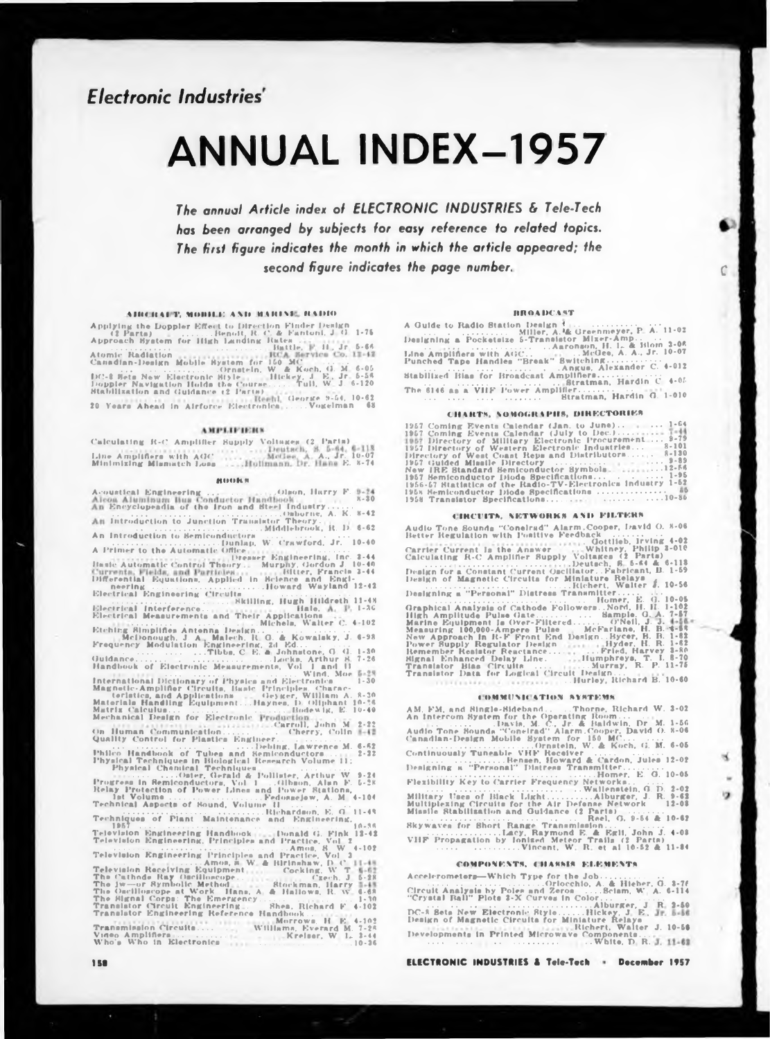*Electronic Industries'*

# ANNUAL INDEX—1957

*The annual Article index of ELECTRONIC INDUSTRIES & Tele-Tech has been arranged by subjects for easy reference to related topics. The first figure indicates the month in which the article appeared; the second figure indicates the page number.*

### AIRCRAFT, MOBILE AND MARINE RADIO

Applying the Doppler Effect to Direction Finder Design (2 Parts) .......... Benoit, R. C. & Fantoni, J. G. 1-75
Approach System for High Landing Rates .......... Battle, F. H., Jr. 5-66
Atomic Radiation .......... RCA Service Co. 12-42
Canadian-Design Mobile System for 150 MC .......... Ornstein, W. & Koch, G. M. 6-05
DC-8 Sets New Electronic Style .......... Hickey, J. E., Jr. 5-58
Doppler Navigation Holds the Course .......... Tull, W. J. 6-120
Stabilization and Guidance (2 Parts) .......... Reehl, George 9-54, 10-62
20 Years Ahead in Airforce Electronics .......... Vogelman 68

### AMPLIFIERS

Calculating R-C Amplifier Supply Voltages (2 Parts) .......... Deutsch, S. 5-64, 6-118
Line Amplifiers with AGC .......... McGee, A. A., Jr. 10-07
Minimizing Mismatch Loss .......... Hollmann, Dr. Hans E. 8-74

### BOOKS

Acoustical Engineering .......... Olson, Harry F. 9-24
Alcoa Aluminum Bus Conductor Handbook .......... 8-30
An Encyclopedia of the Iron and Steel Industry .......... Osborne, A. K. 8-42
An Introduction to Junction Transistor Theory .......... Middlebrook, R. D. 6-62
An Introduction to Semiconductors .......... Dunlap, W. Crawford, Jr. 10-40
A Primer to the Automatic Office .......... Dresser Engineering, Inc. 3-44
Basic Automatic Control Theory .......... Murphy, Gordon J. 10-40
Currents, Fields, and Particles .......... Bitter, Francis 3-44
Differential Equations, Applied in Science and Engineering .......... Howard Wayland 12-42
Electrical Engineering Circuits .......... Skilling, Hugh Hildreth 11-48
Electrical Interference .......... Hale, A. P. 1-30
Electrical Measurements and Their Applications .......... Michels, Walter C. 4-102
Etching Simplifies Antenna Design .......... McDonough, J. A., Malech, R. G. & Kowalsky, J. 6-98
Frequency Modulation Engineering, 2d Ed. .......... Tibbs, C. E. & Johnstone, G. G. 1-30
Guidance .......... Locke, Arthur S. 7-26
Handbook of Electronic Measurements, Vol. I and II .......... Wind, Moe 5-28
International Dictionary of Physics and Electronics .......... 1-30
Magnetic-Amplifier Circuits, Basic Principles, Characteristics, and Applications .......... Geyger, William A. 8-30
Materials Handling Equipment .......... Haynes, D. Oliphant 10-36
Matrix Calculus .......... Bodewig, E. 10-40
Mechanical Design for Electronic Production .......... Carroll, John M. 2-22
On Human Communication .......... Cherry, Colin 8-42
Quality Control for Plastics Engineer .......... Debing, Lawrence M. 6-62
Philco Handbook of Tubes and Semiconductors .......... 2-22
Physical Techniques in Biological Research Volume II; Physical Chemical Techniques .......... Oster, Gerald & Pollister, Arthur W. 9-24
Progress in Semiconductors, Vol. 1 .......... Gibson, Alan F. 5-28
Relay Protection of Power Lines and Power Stations, 1st Volume .......... Fedoseejew, A. M. 4-104
Technical Aspects of Sound, Volume II .......... Richardson, E. G. 11-48
Techniques of Plant Maintenance and Engineering, 1957 .......... 10-36
Television Engineering Handbook .......... Donald G. Fink 12-42
Television Engineering, Principles and Practice, Vol. 2 .......... Amos, S. W. 4-102
Television Engineering Principles and Practice, Vol. 3 .......... Amos, S. W. & Birkinshaw, D. C. 11-48
Television Receiving Equipment .......... Cocking, W. T. 6-62
The Cathode Ray Oscilloscope .......... Czech, J. 5-28
The jw—or Symbolic Method .......... Stockman, Harry 8-48
The Oscilloscope at Work .......... Haas, A. & Hallows, R. W. 6-68
The Signal Corps: The Emergency .......... 1-30
Transistor Circuit Engineering .......... Shea, Richard F. 4-102
Transistor Engineering Reference Handbook .......... Morrows, H. E. 4-102
Transmission Circuits .......... Williams, Everard M. 7-26
Video Amplifiers .......... Kreiser, W. L. 3-44
Who's Who in Electronics .......... 10-36

### BROADCAST

A Guide to Radio Station Design .......... Miller, A. & Greenmeyer, P. A. 11-02
Designing a Pocketsize 5-Transistor Mixer-Amp .......... Aaronson, H. L. & Blom 3-08
Line Amplifiers with AGC .......... McGee, A. A., Jr. 10-07
Punched Tape Handles "Break" Switching .......... Angus, Alexander C. 4-012
Stabilized Bias for Broadcast Amplifiers .......... Stratman, Hardin C. 4-05
The 6146 as a VHF Power Amplifier .......... Stratman, Hardin G. 1-010

### CHARTS, NOMOGRAPHS, DIRECTORIES

1957 Coming Events Calendar (Jan. to June) .......... 1-64
1957 Coming Events Calendar (July to Dec.) .......... 7-44
1957 Directory of Military Electronic Procurement .......... 9-79
1957 Directory of Western Electronic Industries .......... 8-101
Directory of West Coast Reps and Distributors .......... 8-130
1957 Guided Missile Directory .......... 9-89
New IRE Standard Semiconductor Symbols .......... 12-56
1957 Semiconductor Diode Specifications .......... 1-95
1956-57 Statistics of the Radio-TV-Electronics Industry 1-52
1958 Semiconductor Diode Specifications .......... 86
1958 Transistor Specifications .......... 10-86

### CIRCUITS, NETWORKS AND FILTERS

Audio Tone Sounds "Conelrad" Alarm .......... Cooper, David O. 8-06
Better Regulation with Positive Feedback .......... Gottlieb, Irving 4-02
Carrier Current is the Answer .......... Whitney, Philip 3-010
Calculating R-C Amplifier Supply Voltages (2 Parts) .......... Deutsch, S. 5-64 & 6-118
Design for a Constant Current Oscillator .......... Fabricant, B. 1-59
Design of Magnetic Circuits for Miniature Relays .......... Richert, Walter J. 10-56
Designing a "Personal" Distress Transmitter .......... Homer, E. G. 10-05
Graphical Analysis of Cathode Followers .......... Nord, H. H. 1-102
High Amplitude Pulse Gate .......... Sample, G. A. 7-57
Marine Equipment is Over-Filtered .......... O'Neil, J. J. 4-56
Measuring 100,000-Ampere Pulses .......... McFarlane, H. B. 4-64
New Approach in R-F Front End Design .......... Bycer, B. B. 1-82
Power Supply Regulator Design .......... Hyder, H. R. 1-62
Remember Resistor Reactance .......... Fried, Harvey 8-80
Signal Enhanced Delay Line .......... Humphreys, T. I. 8-70
Transistor Bias Circuits .......... Murray, R. P. 11-75
Transistor Data for Logical Circuit Design .......... Hurley, Richard B. 10-60

### COMMUNICATION SYSTEMS

AM, FM, and Single-Sideband .......... Thorne, Richard W. 3-02
An Intercom System for the Operating Room .......... Davis, M. C., Jr. & Baldwin, Dr. M. 1-56
Audio Tone Sounds "Conelrad" Alarm .......... Cooper, David O. 8-06
Canadian-Design Mobile System for 150 MC .......... Ornstein, W. & Koch, G. M. 6-05
Continuously Tuneable VHF Receiver .......... Hensen, Howard & Cardon, Jules 12-02
Designing a "Personal" Distress Transmitter .......... Homer, E. G. 10-05
Flexibility Key to Carrier Frequency Networks .......... Wallenstein, G. D. 2-02
Military Uses of Black Light .......... Alburger, J. R. 9-62
Multiplexing Circuits for the Air Defense Network .......... 12-08
Missile Stabilization and Guidance (2 Parts) .......... Reel, G. 9-54 & 10-62
Skywaves for Short Range Transmission .......... Lacy, Raymond E. & Egli, John J. 4-08
VHF Propagation by Ionized Meteor Trails (2 Parts) .......... Vincent, W. R. et al 10-52 & 11-84

### COMPONENTS, CHASSIS ELEMENTS

Accelerometers—Which Type for the Job .......... Orlocchio, A. & Hieber, G. 3-76
Circuit Analysis by Poles and Zeros .......... Sclam, W. A. 6-114
"Crystal Ball" Plots Z-X Curves in Color .......... Alburger, J. R. 2-50
DC-8 Sets New Electronic Style .......... Hickey, J. E., Jr. 5-58
Design of Magnetic Circuits for Miniature Relays .......... Richert, Walter J. 10-56
Developments in Printed Microwave Components .......... White, D. R. J. 11-62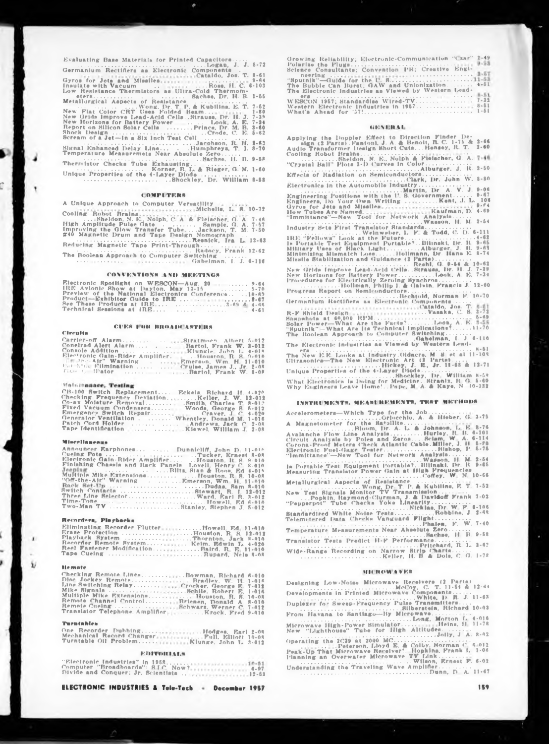Evaluating Base Materials for Printed Capacitors ..... Logan, J. J. 8-72

Germanium Rectifiers as Electronic Components ..... Cataldo, Jos. T. 8-61

Gyros for Jets and Missiles ..... 9-64

Insulate with Vacuum ..... Ross, H. C. 6-103

Low Resistance Thermistors as Ultra-Cold Thermometers ..... Sachse, Dr. H. B. 1-56

Metallurgical Aspects of Resistance ..... Wong, Dr. T. P. & Kubilins, E. T. 7-52

New Flat Color CRT Uses Folded Beam ..... 1-50

New Grids Improve Lead-Acid Cells..Strauss, Dr. H. J. 7-39

New Horizons for Battery Power ..... Look, A. E. 7-34

Report on Silicon Solar Cells ..... Prince, Dr. M. B. 3-60

Shock Design ..... Crede, C. E. 5-62

Scream of a Jet—In a Six Inch Test Cell ..... Jacobson, R. H. 2-63

Signal Enhanced Delay Line ..... Humphreys, T. I. 8-70

Temperature Measurements Near Absolute Zero ..... Sachse, H. B. 9-58

Thermistor Checks Tube Exhausting ..... Korner, R. L. & Rieger, G. N. 1-60

Unique Properties of the 4-Layer Diode ..... Shockley, Dr. William 8-58

### COMPUTERS

A Unique Approach to Computer Versatility ..... Michelis, L. S. 10-72

Cooling Robot Brains ..... Sheldon, N. E., Nolph, C. A. & Fleischer, G. A. 7-46

High Amplitude Pulse Gate ..... Sample, G. A. 7-57

Improving the Glow Transfer Tube ..... Jackson, T. M. 7-50

#40 Magnetic Drum and Tape Design Nomograph ..... Resnick, Ira L. 12-63

Reducing Magnetic Tape Print-Through ..... Radocy, Frank 12-62

The Boolean Approach to Computer Switching ..... Gabelman, I. J. 6-116

### CONVENTIONS AND MEETINGS

Electronic Spotlight on WESCON—Aug 20 ..... 9-64

IRE Avionic Show at Dayton, May 13-15 ..... 5-70

Preview of the National Electronics Conference ..... 10-62

Product—Exhibitor Guide to IRE ..... 3-67

See These Products at IRE ..... 3-69 & 4-66

Technical Sessions at IRE ..... 4-61

### CUES FOR BROADCASTERS

**Circuits**

Carrier-off Alarm ..... Stratmoen, Albert 5-012

Conelrad Alert Alarm ..... Bartol, Frank W. 3-012

Console Addition ..... Klungle, John L. 4-018

Electronic Gain-Rider Amplifier ..... Houston, R. S. 9-010

"On-the-Air" Warning ..... Emerson, Wm. H. 11-010

Pot Noise Elimination ..... Cruise, James J., Jr. 2-08

Time Oscillator ..... Bartol, Frank W. 8-08

**Maintenance, Testing**

CB-100 Switch Replacement ..... Eckels, Richard H. 4-020

Checking Frequency Deviation ..... Keller, J. W. 12-012

Co-ax Moisture Removal ..... Smith, Charles T. 8-012

Fixed Vacuum Condensers ..... Woods, George S. 6-012

Emergency Switch Repair ..... Craver, J. C. 4-020

Generator Ventilation ..... Wheatley, Donald M. 1-016

Patch Cord Holder ..... Andrews, Jack C. 2-08

Tape Identification ..... Klewel, William J. 2-08

**Miscellaneous**

Announcer Earphones ..... Dunnicliff, John D. 11-010

Cueing Pots ..... Tucker, Ernest 8-08

Electronic Gain-Rider Amplifier ..... Houston, R. S. 9-010

Finishing Chassis and Rack Panels ..... Lovell, Henry C. 8-010

Jeeping ..... Blitz, Stan & Roon, Ed 4-018

Multiple Mike Extensions ..... Houston, R. S. 10-08

"Off-the-Air" Warning ..... Emerson, Wm. H. 11-010

Rack Set-Up ..... Dudas, Sam 8-010

Switch Contacts ..... Stewart, R. I. 12-012

Three Line Selector ..... Ward, Earl R. 3-012

Time-Tone ..... Howell, Ed 6-010

Two-Man TV ..... Stanley, Stephen J. 5-012

**Recorders, Playbacks**

Eliminating Recorder Flutter ..... Howell, Ed. 11-010

Erase Protection ..... Houston, R. S. 12-012

Playback System ..... Thornton, Jack 8-010

Recorder Remote System ..... Keim, Edwin L. 4-020

Reel Fastener Modification ..... Baird, R. E. 11-010

Tape Cueing ..... Rupard, Nels 8-08

**Remote**

Checking Remote Lines ..... Bowman, Richard 6-010

Disc Jockey Remote ..... Bradley, W. H. 1-016

Line Switching Relay ..... Crocker, George E. 7-012

Mike Signals ..... Schile, Robert E. 1-014

Multiple Mike Extensions ..... Houston, R. S. 10-08

Remote Channel Control ..... Brienen, Donald A. 8-010

Remote Cueing ..... Schwars, Werner C. 7-012

Translator Telephone Amplifier ..... Krock, Fred 9-010

**Turntables**

One Recorder Dubbing ..... Hodges, Earl 2-08

Mechanical Record Changer ..... Pull, Elliott 10-08

Turntable Oil Problem ..... Klunge, John L. 3-012

### EDITORIALS

"Electronic Industries" in 1958 ..... 10-61

Computer "Broadboards": R.I.C. Now? ..... 6-97

Divide and Conquer; Jr. Scientists ..... 12-53

Growing Reliability; Electronic-Communication "Czar" 2-49

Polarize the Plugs ..... 9-53

Science Consultants; Convention PR; Creative Engineering ..... 3-57

"Sputnik"—Guide for the U. S. ..... 11-53

The Bubble Can Burst; GAW and Unionization ..... 4-61

The Electronic Industries as Viewed by Western Leaders ..... 8-51

WESCON 1957; Standardize Wired-TV ..... 7-33

Western Electronic Industries in 1957 ..... 8-51

What's Ahead for '57? ..... 1-51

### GENERAL

Applying the Doppler Effect to Direction Finder Design (2 Parts)..Fantoni, J. A. & Benoit, R. C. 1-75 & 2-66

Audio Transformer Design Short Cuts ..... Hensey, R. T. 2-60

Cooling Robot Brains ..... Sheldon, N. E., Nolph & Fleischer, G. A. 7-46

"Crystal Ball" Plots 3-D Curves in Color ..... Alburger, J. R. 2-50

Effects of Radiation on Semiconductors ..... Clark, Dr. John W. 8-80

Electronics in the Automobile Industry ..... Martin, Dr. A. V. J. 9-66

Engineering Positions with the U. S. Government ..... 9-67

Engineers, Do Your Own Writing ..... Kent, J. L. 108

Gyros for Jets and Missiles ..... 9-64

How Tubes Are Named ..... Kaufman, D. 4-69

"Immittance"—New Tool for Network Analysis ..... Wasson, H. M. 2-54

Industry Sets First Transistor Standards ..... Weinweber, L. F. & Todd, C. D. 6-111

IRE "Fellows" Look at the Future ..... 4-62

Is Portable Test Equipment Portable? ..Blitinski, Dr. R. 9-65

Military Uses of Black Light ..... Alburger, J. R. 9-62

Minimizing Mismatch Loss ..... Hollmann, Dr. Hans E. 8-74

Missile Stabilization and Guidance (2 Parts) ..... Reehl, G. 9-64 & 10-62

New Grids Improve Lead-Acid Cells..Strauss, Dr. H. J. 7-39

New Horizons for Battery Power ..... Look, A. E. 7-34

Procedures for Electrically Zeroing Synchros ..... Hollman, Philip I. & Galvin, Francis J. 12-60

Progress Report on Semiconductors ..... Bechtold, Norman F. 10-70

Germanium Rectifiers as Electronic Components ..... Cataldo, Jos. T. 8-61

R-F Shield Design ..... Vasaka, C. S. 2-72

Snapshots at 60,000 RPM ..... 5-69

Solar Power—What Are the Facts? ..... Look, A. E. 3-55

"Sputnik"—What Are Its Technical Implications? ..... 11-70

The Boolean Approach to Computer Switching ..... Gabelman, I. J. 6-116

The Electronic Industries as Viewed by Western Leaders ..... 8-51

The New E.E. Looks at Industry..Oldacre, M. S. et al 11-108

Ultrasonics—The New Electronic Art (2 Parts) ..... Hickey, J. E., Jr. 11-68 & 12-71

Unique Properties of the 4-Layer Diode ..... Shockley, Dr. William 8-58

What Electronics Is Doing for Medicine..Strantz, R. G. 5-60

Why Engineers Leave Home! ..Pape, M. A. & Kaye, N. 10-122

### INSTRUMENTS, MEASUREMENTS, TEST METHODS

Accelerometers—Which Type for the Job ..... Orlacchio, A. & Hieber, G. 3-75

A Magnetometer for the Satellite ..... Bloom, Dr. A. L. & Johnson, L. E. 8-76

Avalanche Flow Line Analysis ..... Hurley, R. H. 6-101

Circuit Analysis by Poles and Zeros ..Sciam, W. A. 6-114

Corona-Proof Meters Check Atlantic Cable..Miller, J. H. 5-70

Electronic Fuel-Gage Tester ..... Bishop, P. 5-75

"Immittance"—New Tool for Network Analysis ..... Wasson, H. M. 2-54

Is Portable Test Equipment Portable? ..Blitinski, Dr. R. 9-65

Measuring Transistor Power Gain at High Frequencies ..... Coffey, W. N. 10-66

Metallurgical Aspects of Resistance ..... Wong, Dr. T. P. & Kubilins, E. T. 7-52

New Test Signals Monitor TV Transmission ..... Popkin, Raymond-Clurman, J. & Davidoff Frank 7-02

"Pepperpot" Tube Checks Yoke Linearity ..... Nicklas, Dr. W. F. 8-106

Standardized White Noise Tests ..... Robbins, J. 2-48

Telemetered Data Checks Vanguard Flight ..... Phalen, F. W. 7-40

Temperature Measurements Near Absolute Zero ..... Sachse, H. B. 9-58

Transistor Tests Predict H-F Performance ..... Pritchard, R. L. 2-62

Wide-Range Recording on Narrow Strip Charts ..... Keller, H. B. & Dols, C. G. 1-78

### MICROWAVES

Designing Low-Noise Microwave Receivers (2 Parts) ..... McCoy, C. T. 11-64 & 12-64

Developments in Printed Microwave Components ..... White, D. R. J. 11-63

Duplexer for Sweep-Frequency Pulse Transmitters ..... Silberstein, Richard 10-03

From Havana to Santiago—By Microwave ..... Long, Morton L. 4-016

Microwave High-Power Simulator ..... Heins, H. 11-78

New "Lighthouse" Tube for High Altitudes ..... Jolly, J. A. 8-02

Operating the 2C39 at 2000 MC ..... Peterson, Lloyd E. & Colby, Norman C. 6-012

Peak-Up That Microwave Receiver! ..Hopkins, Frank L. 1-06

Planning an Overwater Microwave TV Link ..... Wilson, Ernest F. 6-02

Understanding the Traveling Wave Amplifier ..... Dunn, D. A. 11-67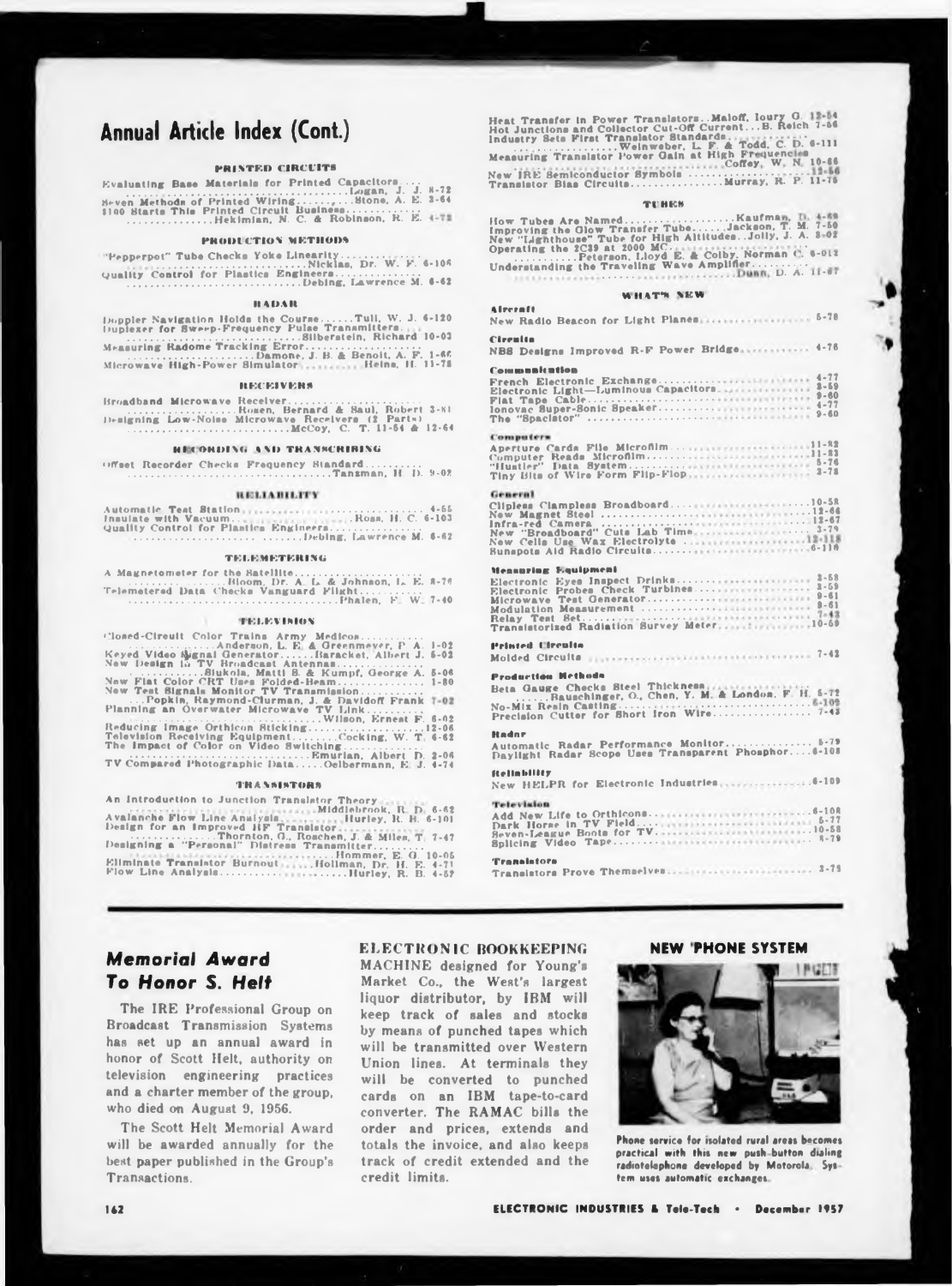## Annual Article Index (Cont.)

### PRINTED CIRCUITS

Evaluating Base Materials for Printed Capacitors ....Logan, J. J. 8-72
Seven Methods of Printed Wiring ........Stone, A. E. 3-64
$100 Starts This Printed Circuit Business ........Hekimian, N. C. & Robinson, R. E. 4-78

### PRODUCTION METHODS

"Pepperpot" Tube Checks Yoke Linearity ........Nicklas, Dr. W. F. 6-106
Quality Control for Plastics Engineers ........Debing, Lawrence M. 6-62

### RADAR

Doppler Navigation Holds the Course......Tull, W. J. 6-120
Duplexer for Sweep-Frequency Pulse Transmitters ........Silberstein, Richard 10-02
Measuring Radome Tracking Error ........Damone, J. B. & Benoit, A. F. 1-66
Microwave High-Power Simulator ........Heins, H. 11-78

### RECEIVERS

Broadband Microwave Receiver ........Rosen, Bernard & Saul, Robert 3-81
Designing Low-Noise Microwave Receivers (2 Parts) ........McCoy, C. T. 11-64 & 12-64

### RECORDING AND TRANSCRIBING

Offset Recorder Checks Frequency Standard ........Tanzman, H. D. 9-02

### RELIABILITY

Automatic Test Station ........ 4-65
Insulate with Vacuum........Ross, H. C. 6-103
Quality Control for Plastics Engineers ........Debing, Lawrence M. 6-62

### TELEMETERING

A Magnetometer for the Satellite ........Bloom, Dr. A. L. & Johnson, L. E. 8-76
Telemetered Data Checks Vanguard Flight ........Phalen, F. W. 7-40

### TELEVISION

Closed-Circuit Color Trains Army Medicos ........Anderson, L. E. & Greenmeyer, P. A. 1-02
Keyed Video Signal Generator......Baracket, Albert J. 5-02
New Design in TV Broadcast Antennas ........Siukola, Matti S. & Kumpf, George A. 5-06
New Flat Color CRT Uses Folded-Beam ........ 1-80
New Test Signals Monitor TV Transmission ...Popkin, Raymond-Clurman, J. & Davidoff Frank 7-02
Planning an Overwater Microwave TV Link ........Wilson, Ernest F. 6-02
Reducing Image Orthicon Sticking ........12-06
Television Receiving Equipment........Cocking, W. T. 6-62
The Impact of Color on Video Switching ........Emurian, Albert D. 2-06
TV Compared Photographic Data.....Oelbermann, E. J. 4-74

### TRANSISTORS

An Introduction to Junction Transistor Theory ........Middlebrook, R. D. 6-62
Avalanche Flow Line Analysis........Hurley, R. B. 6-101
Design for an Improved HF Transistor ........Thornton, G., Roschen, J. & Miles, T. 7-47
Designing a "Personal" Distress Transmitter ........Hommer, E. G. 10-05
Eliminate Transistor Burnout......Hollman, Dr. H. E. 4-71
Flow Line Analysis........Hurley, R. B. 4-57
Heat Transfer in Power Transistors..Maloff, Ioury G. 12-54
Hot Junctions and Collector Cut-Off Current...B. Reich 7-66
Industry Sets First Transistor Standards ........Weinweber, L. F. & Todd, C. D. 6-111
Measuring Transistor Power Gain at High Frequencies ........Coffey, W. N. 10-66
New IRE Semiconductor Symbols ........12-66
Transistor Bias Circuits........Murray, R. P. 11-76

### TUBES

How Tubes Are Named........Kaufman, D. 4-69
Improving the Glow Transfer Tube......Jackson, T. M. 7-50
New "Lighthouse" Tube for High Altitudes..Jolly, J. A. 3-02
Operating the 2C39 at 2000 MC ........Peterson, Lloyd E. & Colby, Norman C. 6-012
Understanding the Traveling Wave Amplifier ........Dunn, D. A. 11-67

### WHAT'S NEW

**Aircraft**

New Radio Beacon for Light Planes........ 5-78

**Circuits**

NBS Designs Improved R-F Power Bridge........ 4-76

**Communication**

French Electronic Exchange........ 4-77
Electronic Light—Luminous Capacitors........ 3-59
Flat Tape Cable........ 9-60
Ionovac Super-Sonic Speaker........ 4-77
The "Spaciator"........ 9-60

**Computers**

Aperture Cards File Microfilm........11-82
Computer Reads Microfilm........11-83
"Hustler" Data System........ 5-76
Tiny Bits of Wire Form Flip-Flop........ 3-78

**General**

Clipless Clampless Broadboard........10-58
New Magnet Steel........12-66
Infra-red Camera........12-67
New "Broadboard" Cuts Lab Time........ 3-79
New Cells Use Wax Electrolyte........12-118
Sunspots Aid Radio Circuits........6-116

**Measuring Equipment**

Electronic Eyes Inspect Drinks........ 3-58
Electronic Probes Check Turbines........ 3-59
Microwave Test Generator........ 9-61
Modulation Measurement........ 9-61
Relay Test Set........ 7-43
Transistorized Radiation Survey Meter........10-59

**Printed Circuits**

Molded Circuits........ 7-42

**Production Methods**

Beta Gauge Checks Steel Thickness ........Bauschinger, O., Chen, Y. M. & London, F. H. 5-77
No-Mix Resin Casting........ 6-109
Precision Cutter for Short Iron Wire........ 7-43

**Radar**

Automatic Radar Performance Monitor........ 5-79
Daylight Radar Scope Uses Transparent Phosphor....6-108

**Reliability**

New HELPR for Electronic Industries........6-109

**Television**

Add New Life to Orthicons........6-108
Dark Horse in TV Field........ 5-77
Seven-League Boots for TV........10-58
Splicing Video Tape........ 5-79

**Transistors**

Transistors Prove Themselves........ 3-79

---

### *Memorial Award To Honor S. Helt*

The IRE Professional Group on Broadcast Transmission Systems has set up an annual award in honor of Scott Helt, authority on television engineering practices and a charter member of the group, who died on August 9, 1956.

The Scott Helt Memorial Award will be awarded annually for the best paper published in the Group's Transactions.

**ELECTRONIC BOOKKEEPING** MACHINE designed for Young's Market Co., the West's largest liquor distributor, by IBM will keep track of sales and stocks by means of punched tapes which will be transmitted over Western Union lines. At terminals they will be converted to punched cards on an IBM tape-to-card converter. The RAMAC bills the order and prices, extends and totals the invoice, and also keeps track of credit extended and the credit limits.

### NEW 'PHONE SYSTEM

Phone service for isolated rural areas becomes practical with this new push-button dialing radiotelephone developed by Motorola. System uses automatic exchanges.